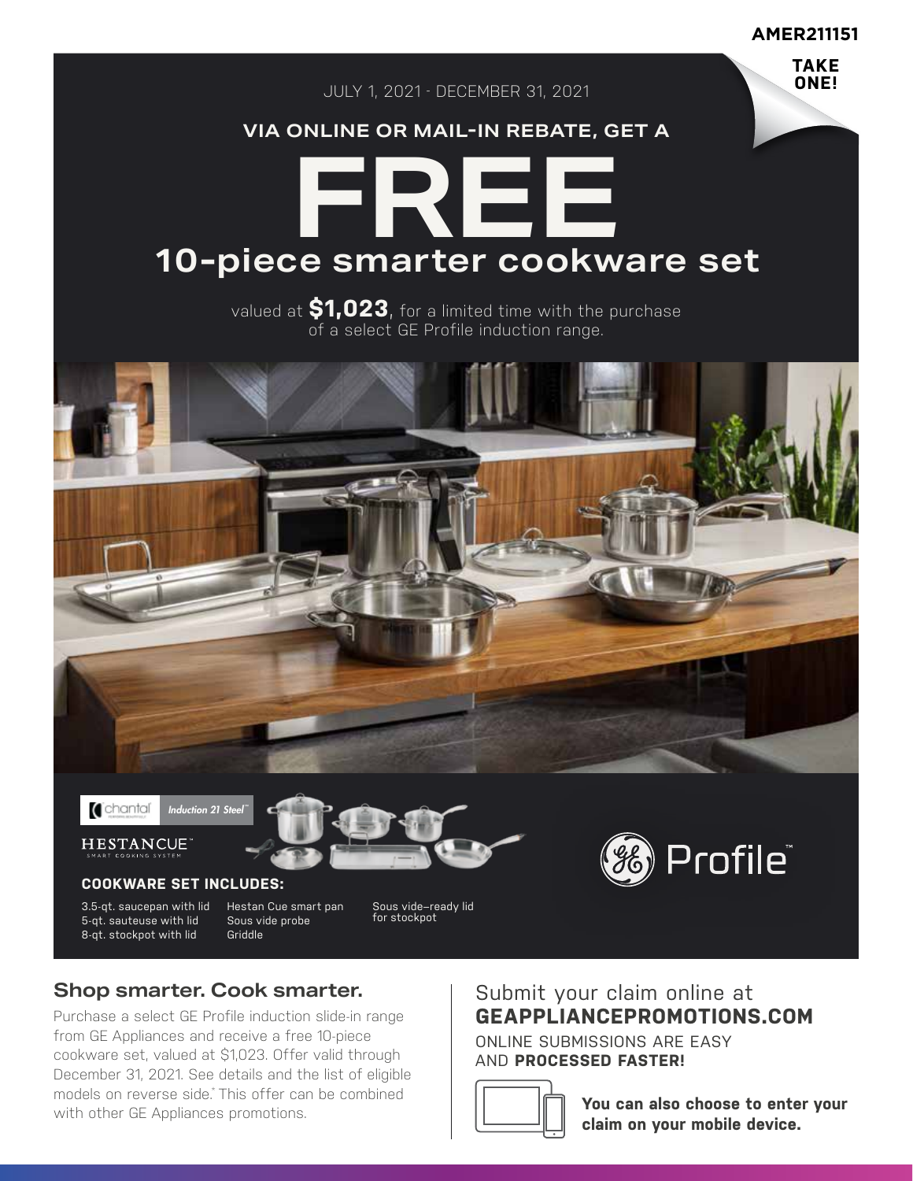AMER211151

TAKE ONE!

JULY 1, 2021 - DECEMBER 31, 2021

VIA ONLINE OR MAIL-IN REBATE, GET A

# FREE

## 10-piece smarter cookware set

valued at **$1,023**, for a limited time with the purchase of a select GE Profile induction range.

chantal *Induction 21 Steel™*

HESTANCUE™ SMART COOKING SYSTEM

GE Profile™

### COOKWARE SET INCLUDES:

- 3.5-qt. saucepan with lid
- 5-qt. sauteuse with lid
- 8-qt. stockpot with lid
- Hestan Cue smart pan
- Sous vide probe
- Griddle
- Sous vide–ready lid for stockpot

## Shop smarter. Cook smarter.

Purchase a select GE Profile induction slide-in range from GE Appliances and receive a free 10-piece cookware set, valued at $1,023. Offer valid through December 31, 2021. See details and the list of eligible models on reverse side.* This offer can be combined with other GE Appliances promotions.

Submit your claim online at
**GEAPPLIANCEPROMOTIONS.COM**

ONLINE SUBMISSIONS ARE EASY AND **PROCESSED FASTER!**

**You can also choose to enter your claim on your mobile device.**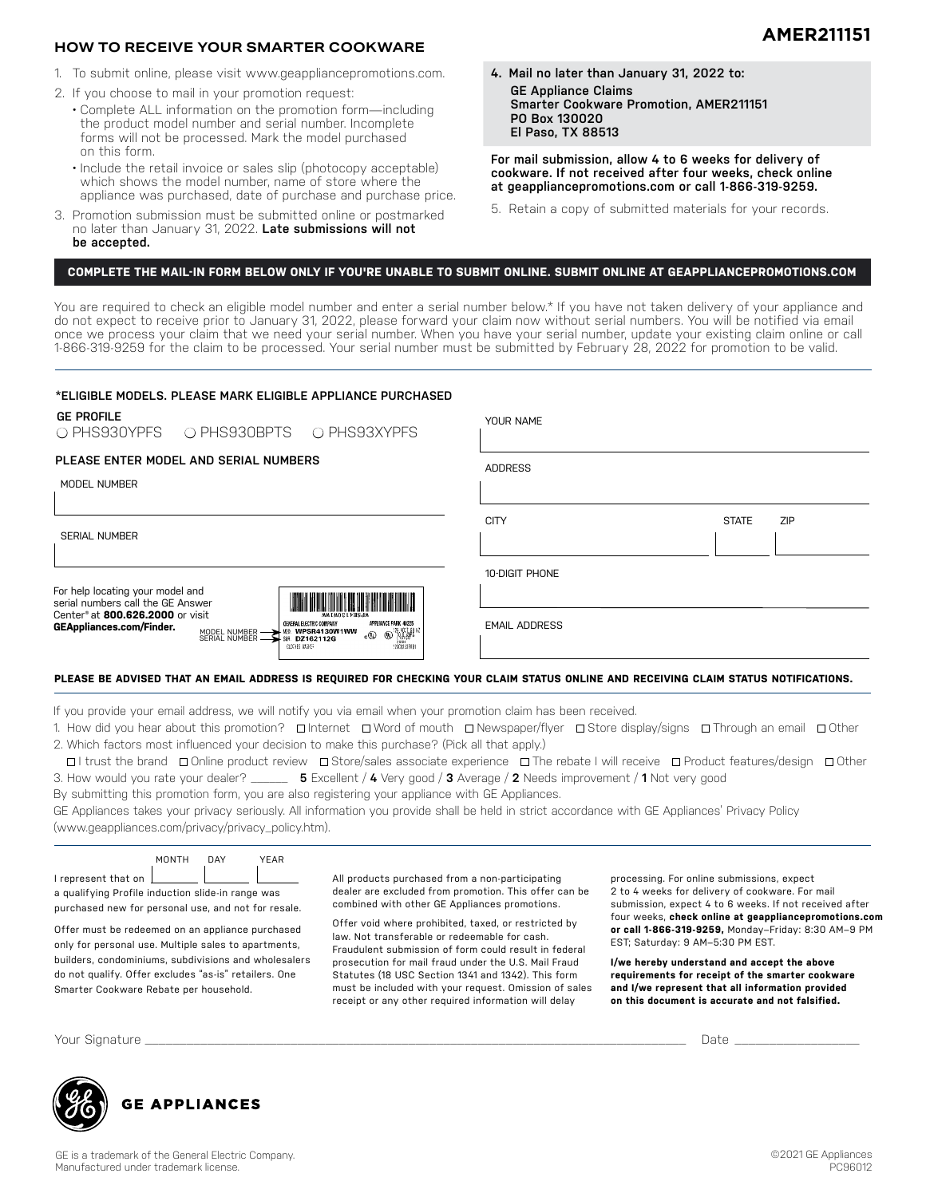**AMER211151**

## HOW TO RECEIVE YOUR SMARTER COOKWARE

1. To submit online, please visit www.geappliancepromotions.com.
2. If you choose to mail in your promotion request:
   - Complete ALL information on the promotion form—including the product model number and serial number. Incomplete forms will not be processed. Mark the model purchased on this form.
   - Include the retail invoice or sales slip (photocopy acceptable) which shows the model number, name of store where the appliance was purchased, date of purchase and purchase price.
3. Promotion submission must be submitted online or postmarked no later than January 31, 2022. **Late submissions will not be accepted.**
4. **Mail no later than January 31, 2022 to:**
   **GE Appliance Claims**
   **Smarter Cookware Promotion, AMER211151**
   **PO Box 130020**
   **El Paso, TX 88513**

   **For mail submission, allow 4 to 6 weeks for delivery of cookware. If not received after four weeks, check online at geappliancepromotions.com or call 1-866-319-9259.**
5. Retain a copy of submitted materials for your records.

**COMPLETE THE MAIL-IN FORM BELOW ONLY IF YOU'RE UNABLE TO SUBMIT ONLINE. SUBMIT ONLINE AT GEAPPLIANCEPROMOTIONS.COM**

You are required to check an eligible model number and enter a serial number below.* If you have not taken delivery of your appliance and do not expect to receive prior to January 31, 2022, please forward your claim now without serial numbers. You will be notified via email once we process your claim that we need your serial number. When you have your serial number, update your existing claim online or call 1-866-319-9259 for the claim to be processed. Your serial number must be submitted by February 28, 2022 for promotion to be valid.

*ELIGIBLE MODELS. PLEASE MARK ELIGIBLE APPLIANCE PURCHASED

GE PROFILE
○ PHS930YPFS ○ PHS930BPTS ○ PHS93XYPFS

PLEASE ENTER MODEL AND SERIAL NUMBERS

MODEL NUMBER ______________________

SERIAL NUMBER ______________________

For help locating your model and serial numbers call the GE Answer Center® at **800.626.2000** or visit **GEAppliances.com/Finder.**

MODEL NUMBER → WPSR4130W1WW
SERIAL NUMBER → DZ162112G

YOUR NAME ______________________

ADDRESS ______________________

CITY ____________ STATE ______ ZIP ______

10-DIGIT PHONE ______________________

EMAIL ADDRESS ______________________

**PLEASE BE ADVISED THAT AN EMAIL ADDRESS IS REQUIRED FOR CHECKING YOUR CLAIM STATUS ONLINE AND RECEIVING CLAIM STATUS NOTIFICATIONS.**

If you provide your email address, we will notify you via email when your promotion claim has been received.

1. How did you hear about this promotion? ☐ Internet ☐ Word of mouth ☐ Newspaper/flyer ☐ Store display/signs ☐ Through an email ☐ Other
2. Which factors most influenced your decision to make this purchase? (Pick all that apply.)
   ☐ I trust the brand ☐ Online product review ☐ Store/sales associate experience ☐ The rebate I will receive ☐ Product features/design ☐ Other
3. How would you rate your dealer? ______ **5** Excellent / **4** Very good / **3** Average / **2** Needs improvement / **1** Not very good

By submitting this promotion form, you are also registering your appliance with GE Appliances.

GE Appliances takes your privacy seriously. All information you provide shall be held in strict accordance with GE Appliances' Privacy Policy (www.geappliances.com/privacy/privacy_policy.htm).

I represent that on ______ (MONTH) ______ (DAY) ______ (YEAR) a qualifying Profile induction slide-in range was purchased new for personal use, and not for resale.

Offer must be redeemed on an appliance purchased only for personal use. Multiple sales to apartments, builders, condominiums, subdivisions and wholesalers do not qualify. Offer excludes "as-is" retailers. One Smarter Cookware Rebate per household.

All products purchased from a non-participating dealer are excluded from promotion. This offer can be combined with other GE Appliances promotions.

Offer void where prohibited, taxed, or restricted by law. Not transferable or redeemable for cash. Fraudulent submission of form could result in federal prosecution for mail fraud under the U.S. Mail Fraud Statutes (18 USC Section 1341 and 1342). This form must be included with your request. Omission of sales receipt or any other required information will delay processing. For online submissions, expect 2 to 4 weeks for delivery of cookware. For mail submission, expect 4 to 6 weeks. If not received after four weeks, **check online at geappliancepromotions.com or call 1-866-319-9259,** Monday–Friday: 8:30 AM–9 PM EST; Saturday: 9 AM–5:30 PM EST.

**I/we hereby understand and accept the above requirements for receipt of the smarter cookware and I/we represent that all information provided on this document is accurate and not falsified.**

Your Signature ______________________________ Date ______________

**GE APPLIANCES**

GE is a trademark of the General Electric Company.
Manufactured under trademark license.

©2021 GE Appliances
PC96012